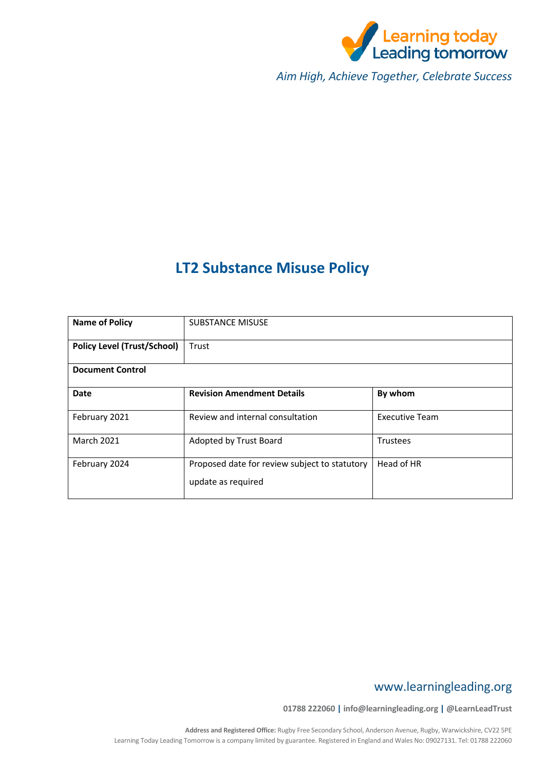Learning today Leading tomorrow

*Aim High, Achieve Together, Celebrate Success*

# LT2 Substance Misuse Policy

| **Name of Policy** | SUBSTANCE MISUSE | |
|---|---|---|
| **Policy Level (Trust/School)** | Trust | |
| **Document Control** | | |
| **Date** | **Revision Amendment Details** | **By whom** |
| February 2021 | Review and internal consultation | Executive Team |
| March 2021 | Adopted by Trust Board | Trustees |
| February 2024 | Proposed date for review subject to statutory update as required | Head of HR |

www.learningleading.org

**01788 222060 | info@learningleading.org | @LearnLeadTrust**

**Address and Registered Office:** Rugby Free Secondary School, Anderson Avenue, Rugby, Warwickshire, CV22 5PE
Learning Today Leading Tomorrow is a company limited by guarantee. Registered in England and Wales No: 09027131. Tel: 01788 222060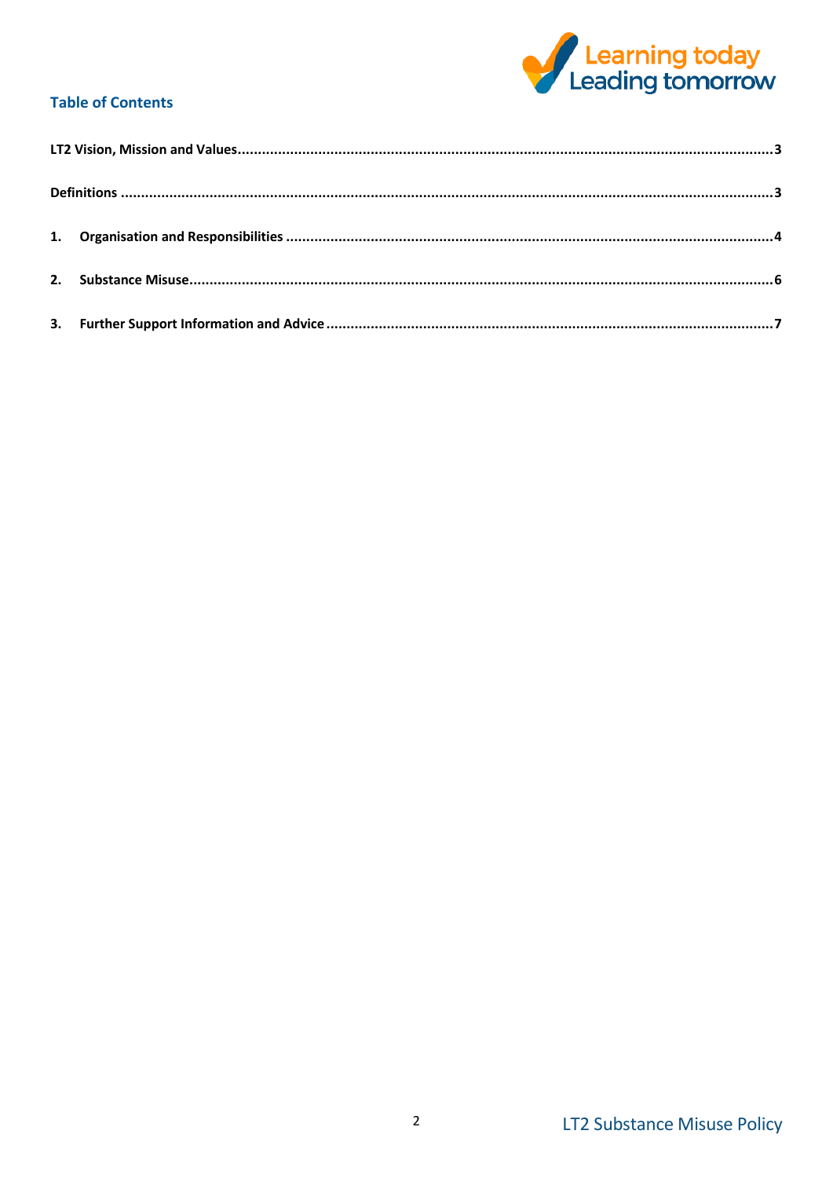## Table of Contents

LT2 Vision, Mission and Values .......... 3

Definitions .......... 3

1. Organisation and Responsibilities .......... 4

2. Substance Misuse .......... 6

3. Further Support Information and Advice .......... 7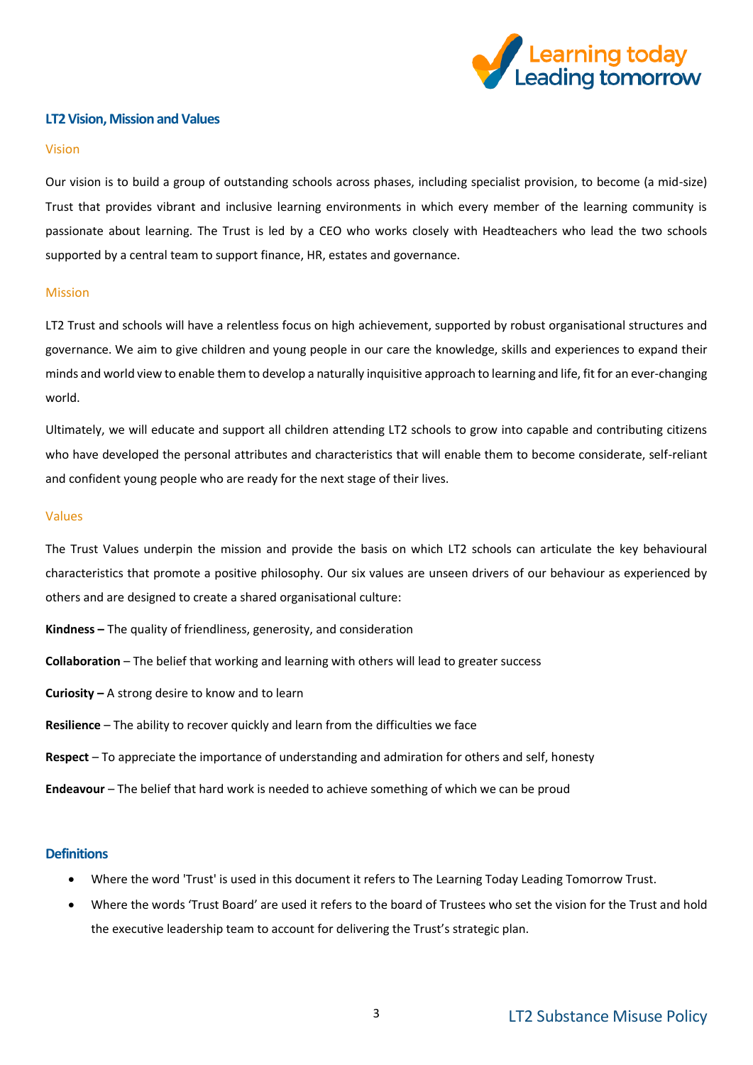## LT2 Vision, Mission and Values

### Vision

Our vision is to build a group of outstanding schools across phases, including specialist provision, to become (a mid-size) Trust that provides vibrant and inclusive learning environments in which every member of the learning community is passionate about learning. The Trust is led by a CEO who works closely with Headteachers who lead the two schools supported by a central team to support finance, HR, estates and governance.

### Mission

LT2 Trust and schools will have a relentless focus on high achievement, supported by robust organisational structures and governance. We aim to give children and young people in our care the knowledge, skills and experiences to expand their minds and world view to enable them to develop a naturally inquisitive approach to learning and life, fit for an ever-changing world.

Ultimately, we will educate and support all children attending LT2 schools to grow into capable and contributing citizens who have developed the personal attributes and characteristics that will enable them to become considerate, self-reliant and confident young people who are ready for the next stage of their lives.

### Values

The Trust Values underpin the mission and provide the basis on which LT2 schools can articulate the key behavioural characteristics that promote a positive philosophy. Our six values are unseen drivers of our behaviour as experienced by others and are designed to create a shared organisational culture:

**Kindness –** The quality of friendliness, generosity, and consideration

**Collaboration** – The belief that working and learning with others will lead to greater success

**Curiosity –** A strong desire to know and to learn

**Resilience** – The ability to recover quickly and learn from the difficulties we face

**Respect** – To appreciate the importance of understanding and admiration for others and self, honesty

**Endeavour** – The belief that hard work is needed to achieve something of which we can be proud

## Definitions

- Where the word 'Trust' is used in this document it refers to The Learning Today Leading Tomorrow Trust.
- Where the words 'Trust Board' are used it refers to the board of Trustees who set the vision for the Trust and hold the executive leadership team to account for delivering the Trust's strategic plan.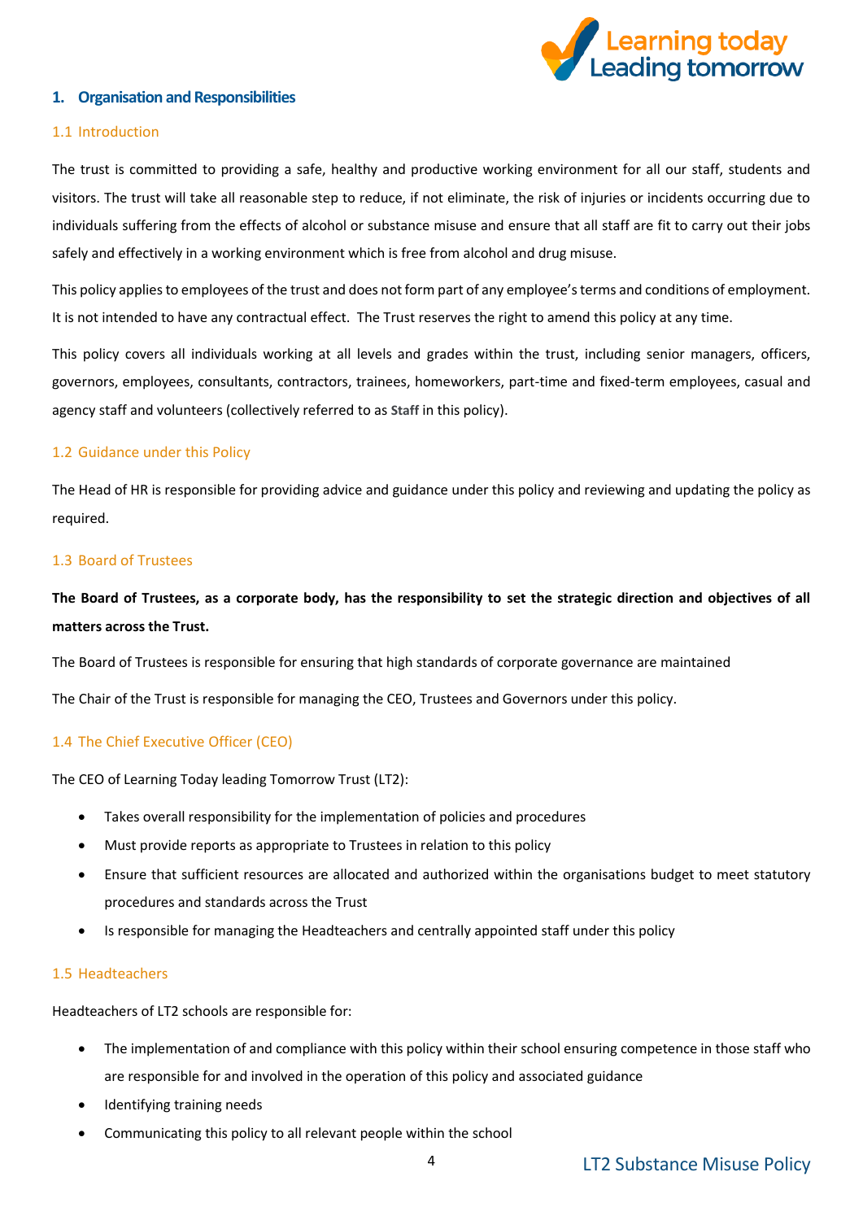## 1. Organisation and Responsibilities

### 1.1 Introduction

The trust is committed to providing a safe, healthy and productive working environment for all our staff, students and visitors. The trust will take all reasonable step to reduce, if not eliminate, the risk of injuries or incidents occurring due to individuals suffering from the effects of alcohol or substance misuse and ensure that all staff are fit to carry out their jobs safely and effectively in a working environment which is free from alcohol and drug misuse.

This policy applies to employees of the trust and does not form part of any employee's terms and conditions of employment. It is not intended to have any contractual effect. The Trust reserves the right to amend this policy at any time.

This policy covers all individuals working at all levels and grades within the trust, including senior managers, officers, governors, employees, consultants, contractors, trainees, homeworkers, part-time and fixed-term employees, casual and agency staff and volunteers (collectively referred to as **Staff** in this policy).

### 1.2 Guidance under this Policy

The Head of HR is responsible for providing advice and guidance under this policy and reviewing and updating the policy as required.

### 1.3 Board of Trustees

**The Board of Trustees, as a corporate body, has the responsibility to set the strategic direction and objectives of all matters across the Trust.**

The Board of Trustees is responsible for ensuring that high standards of corporate governance are maintained

The Chair of the Trust is responsible for managing the CEO, Trustees and Governors under this policy.

### 1.4 The Chief Executive Officer (CEO)

The CEO of Learning Today leading Tomorrow Trust (LT2):

- Takes overall responsibility for the implementation of policies and procedures
- Must provide reports as appropriate to Trustees in relation to this policy
- Ensure that sufficient resources are allocated and authorized within the organisations budget to meet statutory procedures and standards across the Trust
- Is responsible for managing the Headteachers and centrally appointed staff under this policy

### 1.5 Headteachers

Headteachers of LT2 schools are responsible for:

- The implementation of and compliance with this policy within their school ensuring competence in those staff who are responsible for and involved in the operation of this policy and associated guidance
- Identifying training needs
- Communicating this policy to all relevant people within the school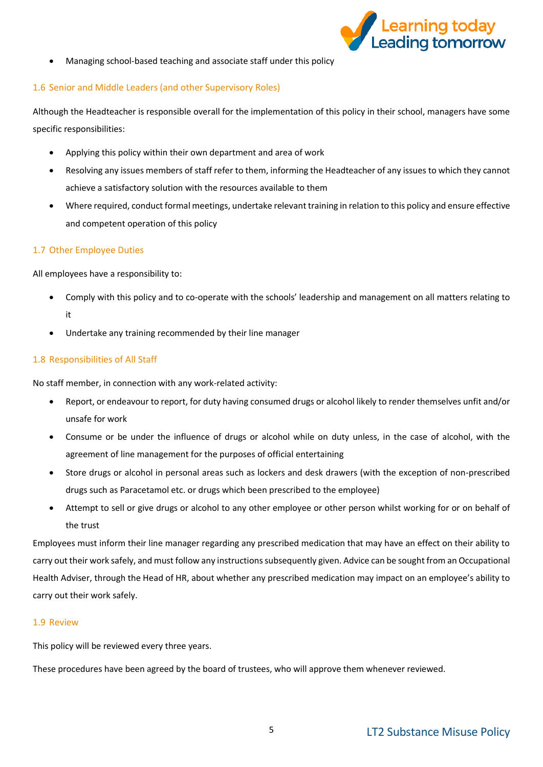- Managing school-based teaching and associate staff under this policy

### 1.6 Senior and Middle Leaders (and other Supervisory Roles)

Although the Headteacher is responsible overall for the implementation of this policy in their school, managers have some specific responsibilities:

- Applying this policy within their own department and area of work
- Resolving any issues members of staff refer to them, informing the Headteacher of any issues to which they cannot achieve a satisfactory solution with the resources available to them
- Where required, conduct formal meetings, undertake relevant training in relation to this policy and ensure effective and competent operation of this policy

### 1.7 Other Employee Duties

All employees have a responsibility to:

- Comply with this policy and to co-operate with the schools' leadership and management on all matters relating to it
- Undertake any training recommended by their line manager

### 1.8 Responsibilities of All Staff

No staff member, in connection with any work-related activity:

- Report, or endeavour to report, for duty having consumed drugs or alcohol likely to render themselves unfit and/or unsafe for work
- Consume or be under the influence of drugs or alcohol while on duty unless, in the case of alcohol, with the agreement of line management for the purposes of official entertaining
- Store drugs or alcohol in personal areas such as lockers and desk drawers (with the exception of non-prescribed drugs such as Paracetamol etc. or drugs which been prescribed to the employee)
- Attempt to sell or give drugs or alcohol to any other employee or other person whilst working for or on behalf of the trust

Employees must inform their line manager regarding any prescribed medication that may have an effect on their ability to carry out their work safely, and must follow any instructions subsequently given. Advice can be sought from an Occupational Health Adviser, through the Head of HR, about whether any prescribed medication may impact on an employee's ability to carry out their work safely.

### 1.9 Review

This policy will be reviewed every three years.

These procedures have been agreed by the board of trustees, who will approve them whenever reviewed.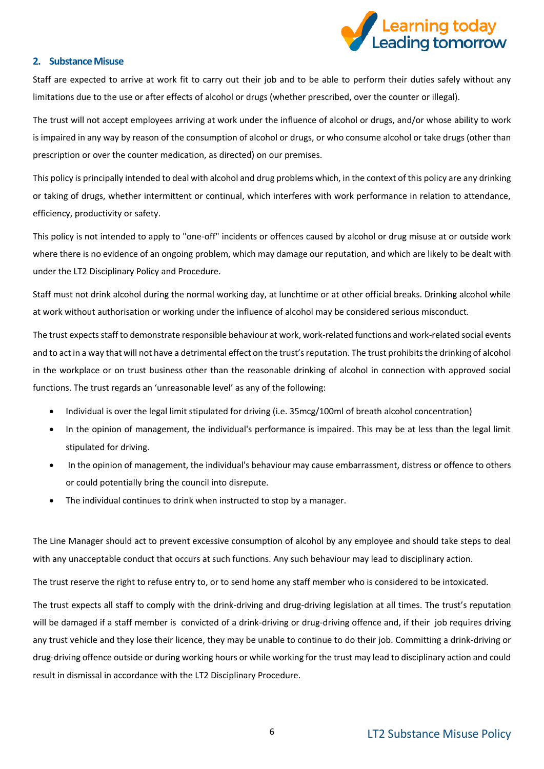## 2. Substance Misuse

Staff are expected to arrive at work fit to carry out their job and to be able to perform their duties safely without any limitations due to the use or after effects of alcohol or drugs (whether prescribed, over the counter or illegal).

The trust will not accept employees arriving at work under the influence of alcohol or drugs, and/or whose ability to work is impaired in any way by reason of the consumption of alcohol or drugs, or who consume alcohol or take drugs (other than prescription or over the counter medication, as directed) on our premises.

This policy is principally intended to deal with alcohol and drug problems which, in the context of this policy are any drinking or taking of drugs, whether intermittent or continual, which interferes with work performance in relation to attendance, efficiency, productivity or safety.

This policy is not intended to apply to "one-off" incidents or offences caused by alcohol or drug misuse at or outside work where there is no evidence of an ongoing problem, which may damage our reputation, and which are likely to be dealt with under the LT2 Disciplinary Policy and Procedure.

Staff must not drink alcohol during the normal working day, at lunchtime or at other official breaks. Drinking alcohol while at work without authorisation or working under the influence of alcohol may be considered serious misconduct.

The trust expects staff to demonstrate responsible behaviour at work, work-related functions and work-related social events and to act in a way that will not have a detrimental effect on the trust's reputation. The trust prohibits the drinking of alcohol in the workplace or on trust business other than the reasonable drinking of alcohol in connection with approved social functions. The trust regards an 'unreasonable level' as any of the following:

- Individual is over the legal limit stipulated for driving (i.e. 35mcg/100ml of breath alcohol concentration)
- In the opinion of management, the individual's performance is impaired. This may be at less than the legal limit stipulated for driving.
- In the opinion of management, the individual's behaviour may cause embarrassment, distress or offence to others or could potentially bring the council into disrepute.
- The individual continues to drink when instructed to stop by a manager.

The Line Manager should act to prevent excessive consumption of alcohol by any employee and should take steps to deal with any unacceptable conduct that occurs at such functions. Any such behaviour may lead to disciplinary action.

The trust reserve the right to refuse entry to, or to send home any staff member who is considered to be intoxicated.

The trust expects all staff to comply with the drink-driving and drug-driving legislation at all times. The trust's reputation will be damaged if a staff member is convicted of a drink-driving or drug-driving offence and, if their job requires driving any trust vehicle and they lose their licence, they may be unable to continue to do their job. Committing a drink-driving or drug-driving offence outside or during working hours or while working for the trust may lead to disciplinary action and could result in dismissal in accordance with the LT2 Disciplinary Procedure.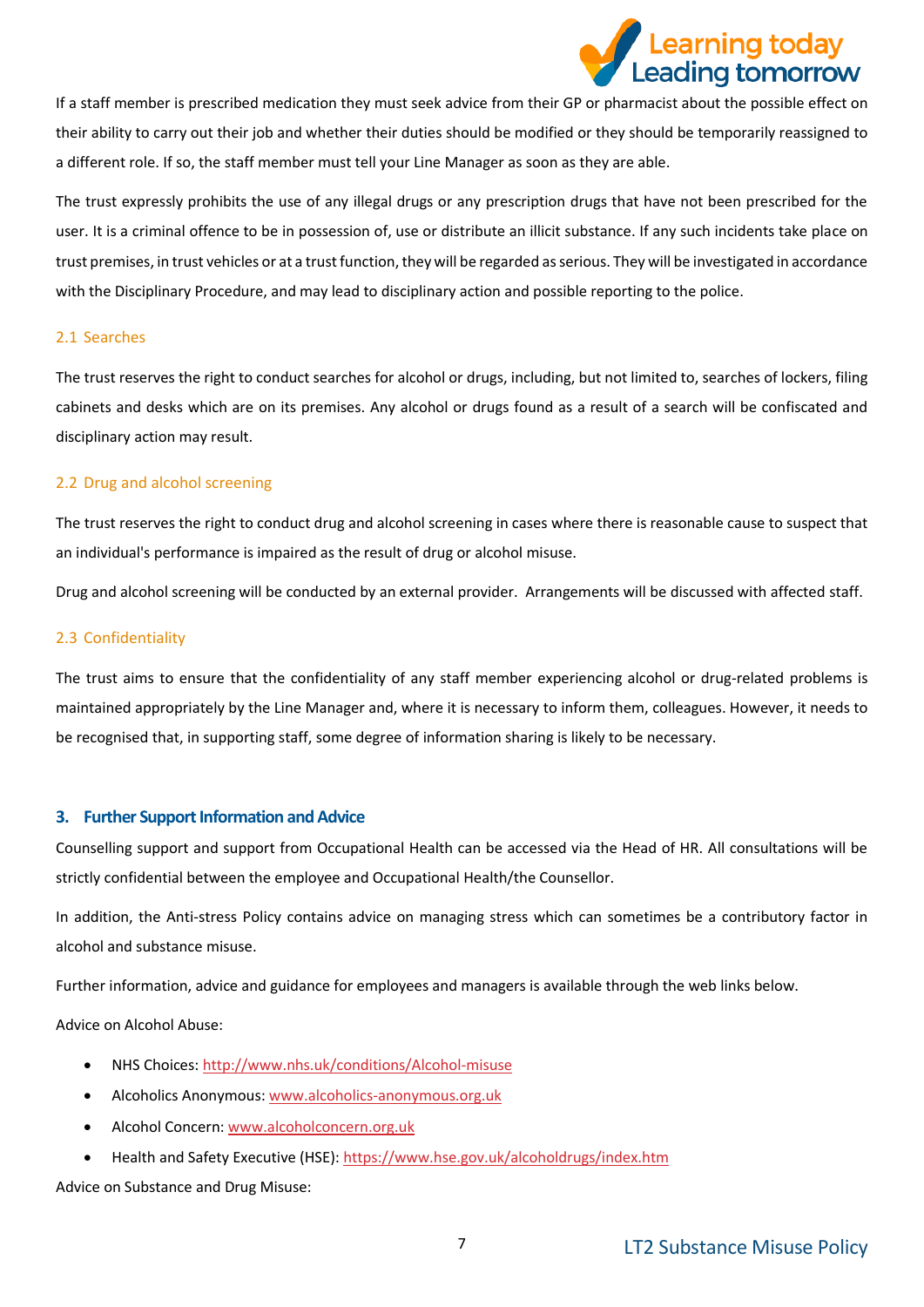If a staff member is prescribed medication they must seek advice from their GP or pharmacist about the possible effect on their ability to carry out their job and whether their duties should be modified or they should be temporarily reassigned to a different role. If so, the staff member must tell your Line Manager as soon as they are able.

The trust expressly prohibits the use of any illegal drugs or any prescription drugs that have not been prescribed for the user. It is a criminal offence to be in possession of, use or distribute an illicit substance. If any such incidents take place on trust premises, in trust vehicles or at a trust function, they will be regarded as serious. They will be investigated in accordance with the Disciplinary Procedure, and may lead to disciplinary action and possible reporting to the police.

### 2.1 Searches

The trust reserves the right to conduct searches for alcohol or drugs, including, but not limited to, searches of lockers, filing cabinets and desks which are on its premises. Any alcohol or drugs found as a result of a search will be confiscated and disciplinary action may result.

### 2.2 Drug and alcohol screening

The trust reserves the right to conduct drug and alcohol screening in cases where there is reasonable cause to suspect that an individual's performance is impaired as the result of drug or alcohol misuse.

Drug and alcohol screening will be conducted by an external provider. Arrangements will be discussed with affected staff.

### 2.3 Confidentiality

The trust aims to ensure that the confidentiality of any staff member experiencing alcohol or drug-related problems is maintained appropriately by the Line Manager and, where it is necessary to inform them, colleagues. However, it needs to be recognised that, in supporting staff, some degree of information sharing is likely to be necessary.

## 3. Further Support Information and Advice

Counselling support and support from Occupational Health can be accessed via the Head of HR. All consultations will be strictly confidential between the employee and Occupational Health/the Counsellor.

In addition, the Anti-stress Policy contains advice on managing stress which can sometimes be a contributory factor in alcohol and substance misuse.

Further information, advice and guidance for employees and managers is available through the web links below.

Advice on Alcohol Abuse:

- NHS Choices: http://www.nhs.uk/conditions/Alcohol-misuse
- Alcoholics Anonymous: www.alcoholics-anonymous.org.uk
- Alcohol Concern: www.alcoholconcern.org.uk
- Health and Safety Executive (HSE): https://www.hse.gov.uk/alcoholdrugs/index.htm

Advice on Substance and Drug Misuse: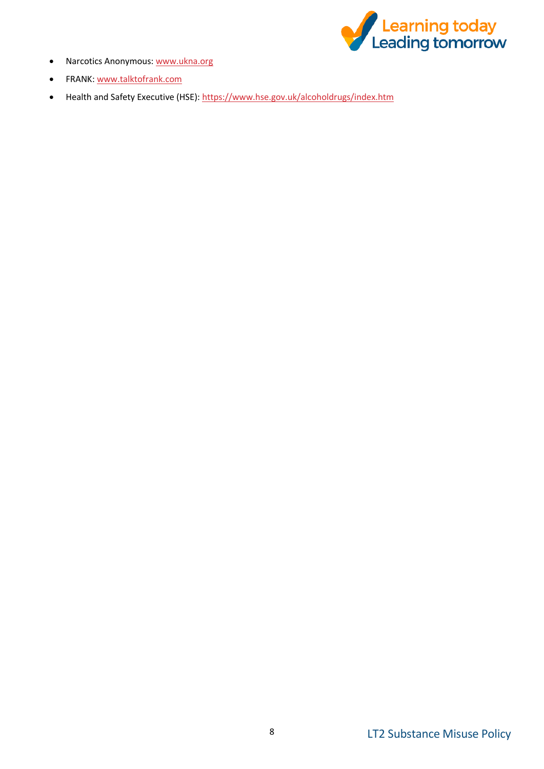- Narcotics Anonymous: www.ukna.org
- FRANK: www.talktofrank.com
- Health and Safety Executive (HSE): https://www.hse.gov.uk/alcoholdrugs/index.htm